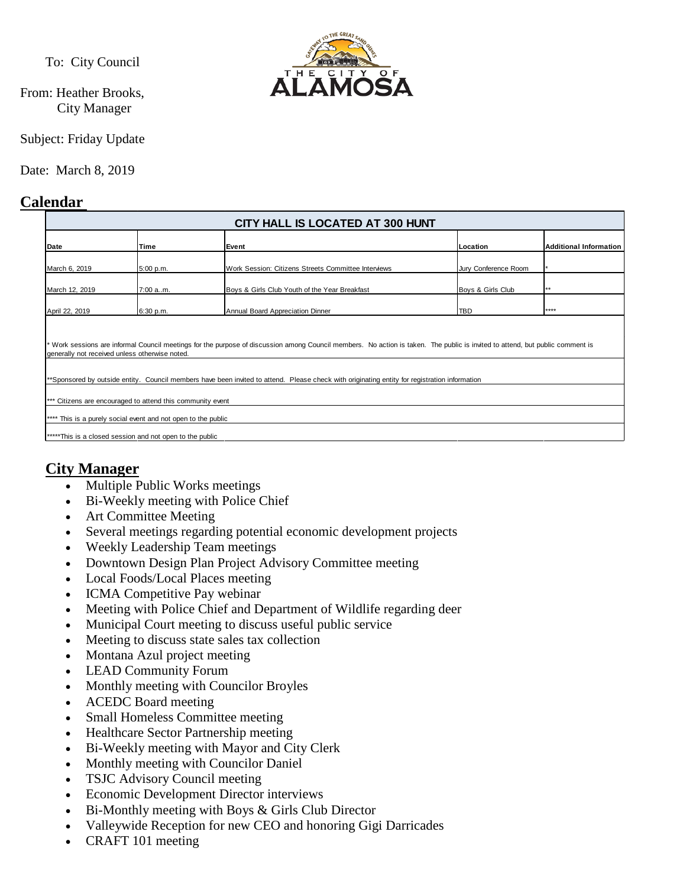To: City Council

From: Heather Brooks, City Manager

Subject: Friday Update

Date: March 8, 2019

## Calendar

| CITY HALL IS LOCATED AT 300 HUNT | | | | |
|---|---|---|---|---|
| **Date** | **Time** | **Event** | **Location** | **Additional Information** |
| March 6, 2019 | 5:00 p.m. | Work Session: Citizens Streets Committee Interviews | Jury Conference Room | * |
| March 12, 2019 | 7:00 a..m. | Boys & Girls Club Youth of the Year Breakfast | Boys & Girls Club | ** |
| April 22, 2019 | 6:30 p.m. | Annual Board Appreciation Dinner | TBD | **** |

* Work sessions are informal Council meetings for the purpose of discussion among Council members. No action is taken. The public is invited to attend, but public comment is generally not received unless otherwise noted.

**Sponsored by outside entity. Council members have been invited to attend. Please check with originating entity for registration information

*** Citizens are encouraged to attend this community event

**** This is a purely social event and not open to the public

*****This is a closed session and not open to the public

## City Manager

- Multiple Public Works meetings
- Bi-Weekly meeting with Police Chief
- Art Committee Meeting
- Several meetings regarding potential economic development projects
- Weekly Leadership Team meetings
- Downtown Design Plan Project Advisory Committee meeting
- Local Foods/Local Places meeting
- ICMA Competitive Pay webinar
- Meeting with Police Chief and Department of Wildlife regarding deer
- Municipal Court meeting to discuss useful public service
- Meeting to discuss state sales tax collection
- Montana Azul project meeting
- LEAD Community Forum
- Monthly meeting with Councilor Broyles
- ACEDC Board meeting
- Small Homeless Committee meeting
- Healthcare Sector Partnership meeting
- Bi-Weekly meeting with Mayor and City Clerk
- Monthly meeting with Councilor Daniel
- TSJC Advisory Council meeting
- Economic Development Director interviews
- Bi-Monthly meeting with Boys & Girls Club Director
- Valleywide Reception for new CEO and honoring Gigi Darricades
- CRAFT 101 meeting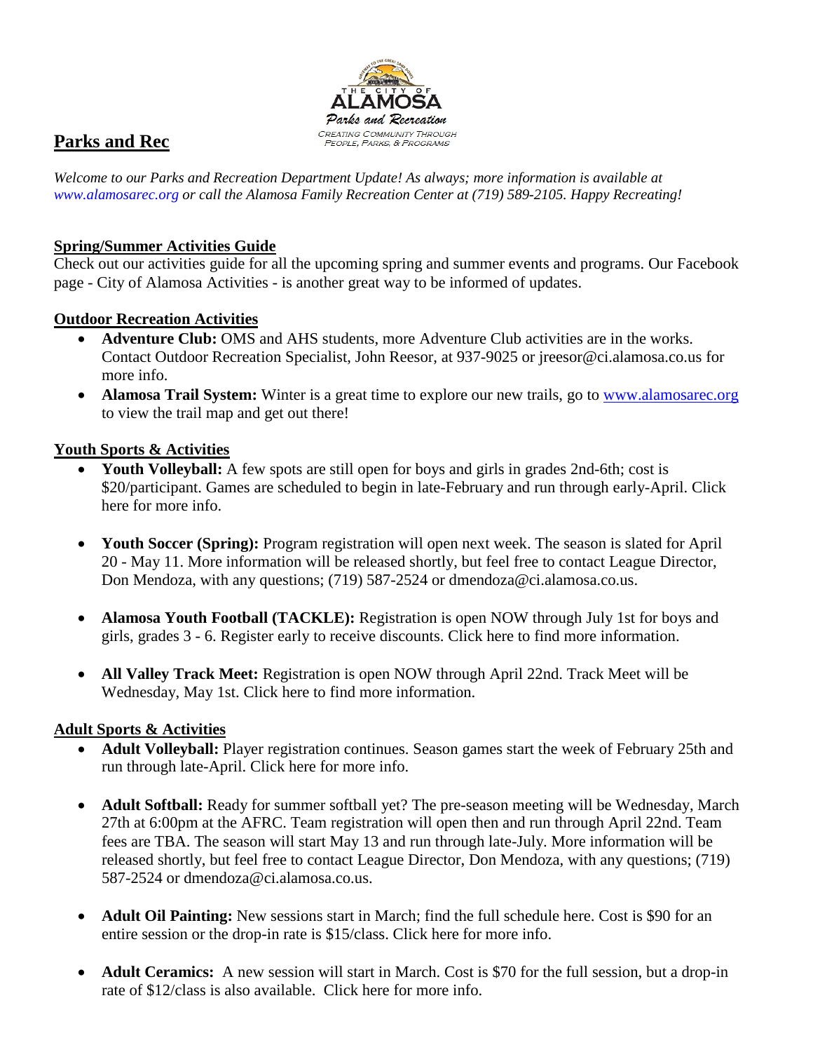## Parks and Rec

*Welcome to our Parks and Recreation Department Update! As always; more information is available at www.alamosarec.org or call the Alamosa Family Recreation Center at (719) 589-2105. Happy Recreating!*

### Spring/Summer Activities Guide

Check out our activities guide for all the upcoming spring and summer events and programs. Our Facebook page - City of Alamosa Activities - is another great way to be informed of updates.

### Outdoor Recreation Activities

- **Adventure Club:** OMS and AHS students, more Adventure Club activities are in the works. Contact Outdoor Recreation Specialist, John Reesor, at 937-9025 or jreesor@ci.alamosa.co.us for more info.
- **Alamosa Trail System:** Winter is a great time to explore our new trails, go to www.alamosarec.org to view the trail map and get out there!

### Youth Sports & Activities

- **Youth Volleyball:** A few spots are still open for boys and girls in grades 2nd-6th; cost is $20/participant. Games are scheduled to begin in late-February and run through early-April. Click here for more info.
- **Youth Soccer (Spring):** Program registration will open next week. The season is slated for April 20 - May 11. More information will be released shortly, but feel free to contact League Director, Don Mendoza, with any questions; (719) 587-2524 or dmendoza@ci.alamosa.co.us.
- **Alamosa Youth Football (TACKLE):** Registration is open NOW through July 1st for boys and girls, grades 3 - 6. Register early to receive discounts. Click here to find more information.
- **All Valley Track Meet:** Registration is open NOW through April 22nd. Track Meet will be Wednesday, May 1st. Click here to find more information.

### Adult Sports & Activities

- **Adult Volleyball:** Player registration continues. Season games start the week of February 25th and run through late-April. Click here for more info.
- **Adult Softball:** Ready for summer softball yet? The pre-season meeting will be Wednesday, March 27th at 6:00pm at the AFRC. Team registration will open then and run through April 22nd. Team fees are TBA. The season will start May 13 and run through late-July. More information will be released shortly, but feel free to contact League Director, Don Mendoza, with any questions; (719) 587-2524 or dmendoza@ci.alamosa.co.us.
- **Adult Oil Painting:** New sessions start in March; find the full schedule here. Cost is $90 for an entire session or the drop-in rate is $15/class. Click here for more info.
- **Adult Ceramics:** A new session will start in March. Cost is $70 for the full session, but a drop-in rate of $12/class is also available. Click here for more info.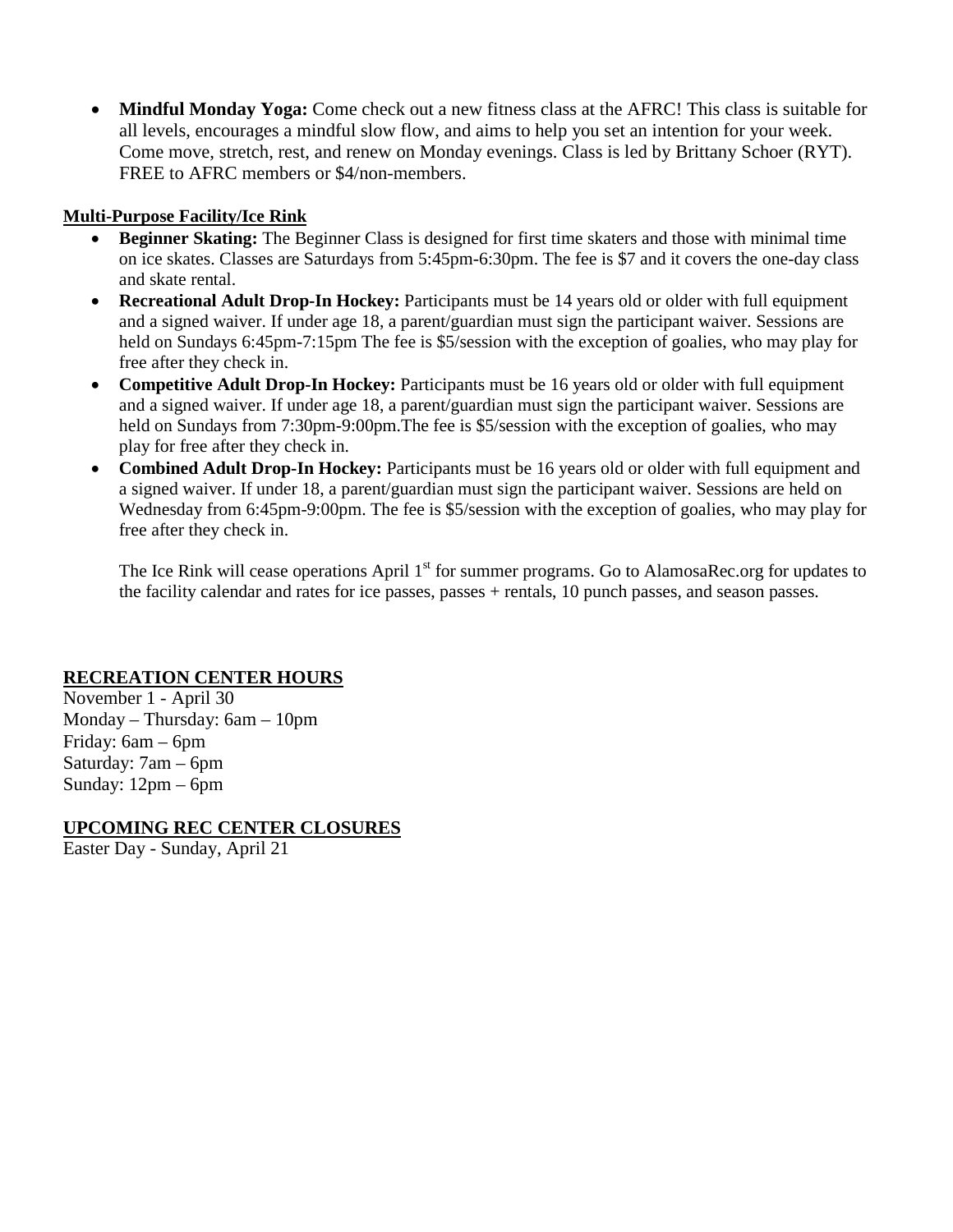- **Mindful Monday Yoga:** Come check out a new fitness class at the AFRC! This class is suitable for all levels, encourages a mindful slow flow, and aims to help you set an intention for your week. Come move, stretch, rest, and renew on Monday evenings. Class is led by Brittany Schoer (RYT). FREE to AFRC members or $4/non-members.

**Multi-Purpose Facility/Ice Rink**

- **Beginner Skating:** The Beginner Class is designed for first time skaters and those with minimal time on ice skates. Classes are Saturdays from 5:45pm-6:30pm. The fee is $7 and it covers the one-day class and skate rental.
- **Recreational Adult Drop-In Hockey:** Participants must be 14 years old or older with full equipment and a signed waiver. If under age 18, a parent/guardian must sign the participant waiver. Sessions are held on Sundays 6:45pm-7:15pm The fee is $5/session with the exception of goalies, who may play for free after they check in.
- **Competitive Adult Drop-In Hockey:** Participants must be 16 years old or older with full equipment and a signed waiver. If under age 18, a parent/guardian must sign the participant waiver. Sessions are held on Sundays from 7:30pm-9:00pm.The fee is $5/session with the exception of goalies, who may play for free after they check in.
- **Combined Adult Drop-In Hockey:** Participants must be 16 years old or older with full equipment and a signed waiver. If under 18, a parent/guardian must sign the participant waiver. Sessions are held on Wednesday from 6:45pm-9:00pm. The fee is $5/session with the exception of goalies, who may play for free after they check in.

  The Ice Rink will cease operations April 1st for summer programs. Go to AlamosaRec.org for updates to the facility calendar and rates for ice passes, passes + rentals, 10 punch passes, and season passes.

**RECREATION CENTER HOURS**

November 1 - April 30
Monday – Thursday: 6am – 10pm
Friday: 6am – 6pm
Saturday: 7am – 6pm
Sunday: 12pm – 6pm

**UPCOMING REC CENTER CLOSURES**

Easter Day - Sunday, April 21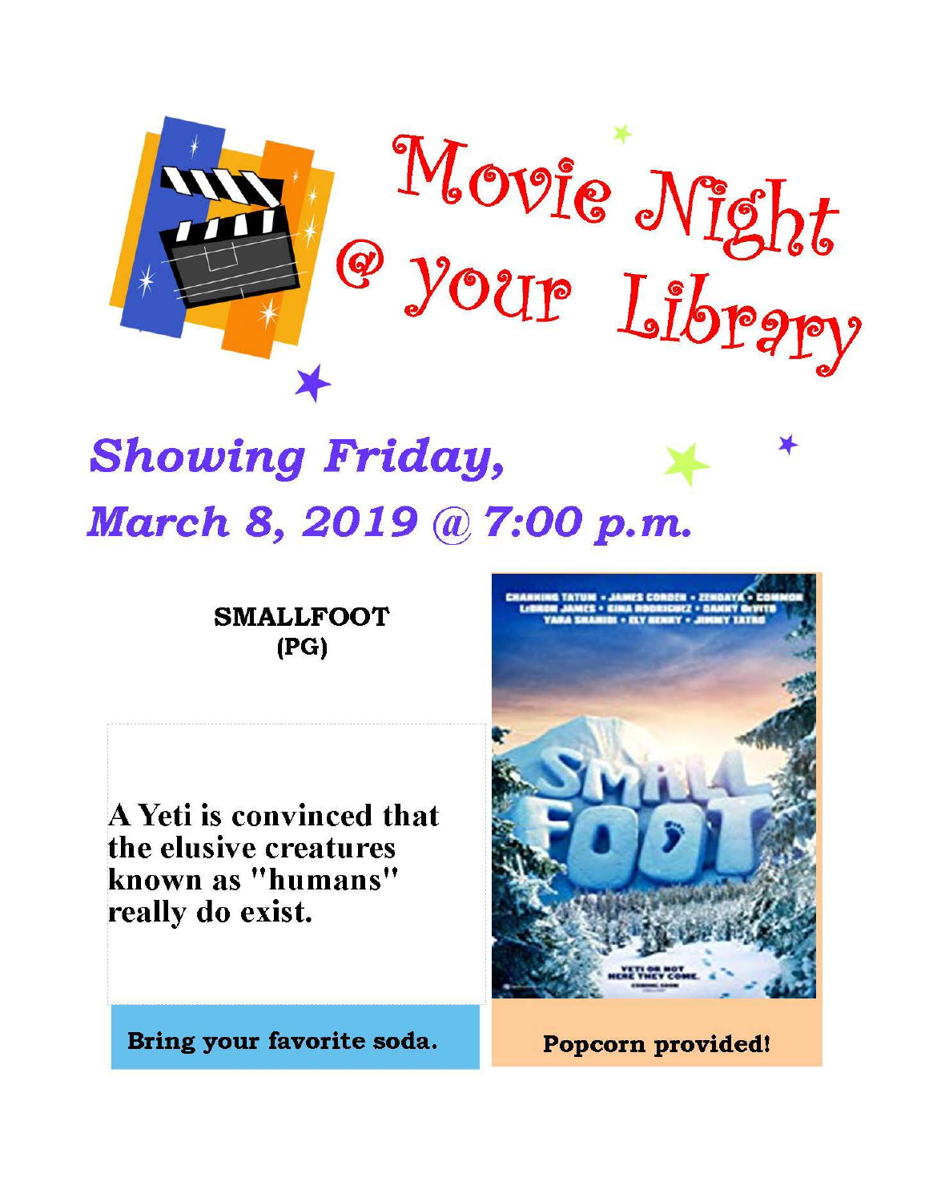# Movie Night @ your Library

## Showing Friday, March 8, 2019 @ 7:00 p.m.

**SMALLFOOT**
(PG)

**A Yeti is convinced that the elusive creatures known as "humans" really do exist.**

**Bring your favorite soda.**

**Popcorn provided!**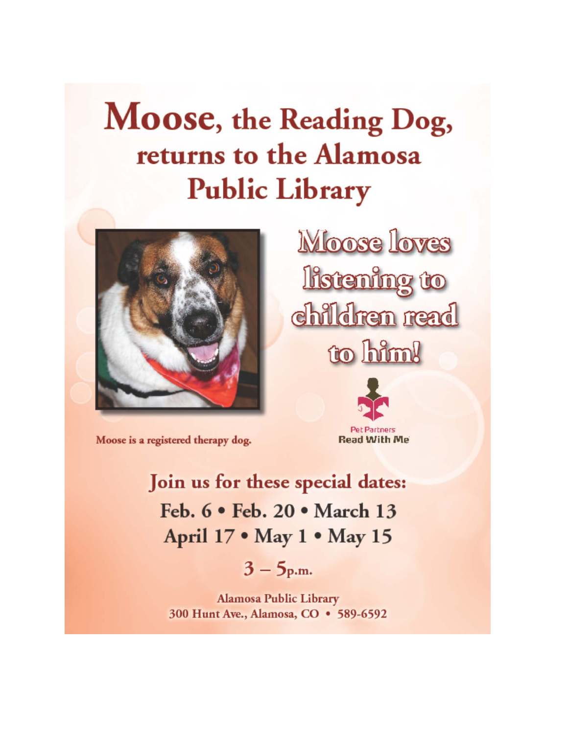# Moose, the Reading Dog, returns to the Alamosa Public Library

## Moose loves listening to children read to him!

Moose is a registered therapy dog.

Pet Partners
Read With Me

## Join us for these special dates:

**Feb. 6 • Feb. 20 • March 13**
**April 17 • May 1 • May 15**

**3 – 5p.m.**

Alamosa Public Library
300 Hunt Ave., Alamosa, CO • 589-6592